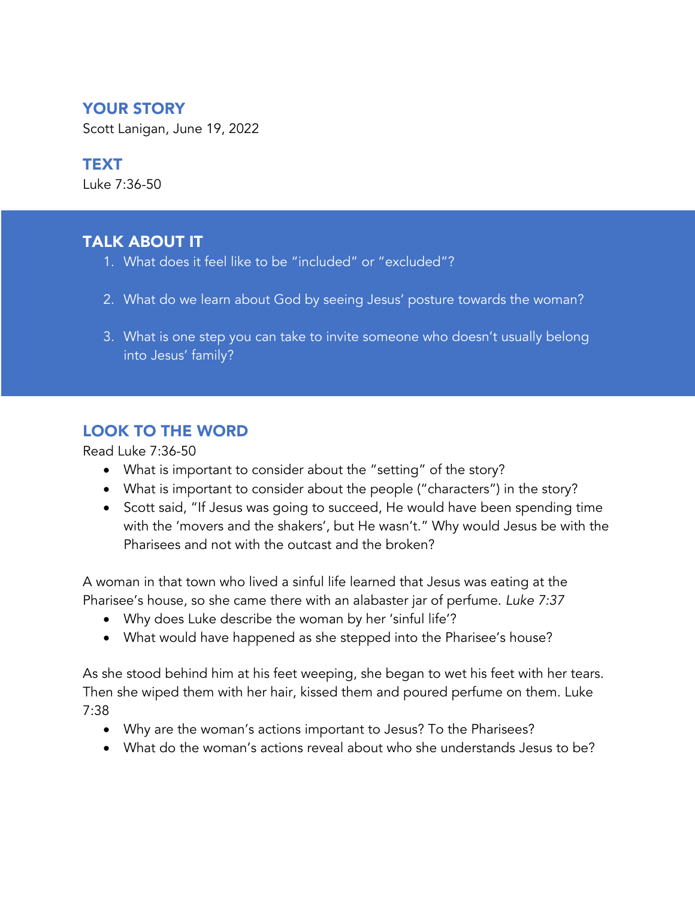## YOUR STORY

Scott Lanigan, June 19, 2022

## TEXT

Luke 7:36-50

## TALK ABOUT IT

1. What does it feel like to be "included" or "excluded"?
2. What do we learn about God by seeing Jesus' posture towards the woman?
3. What is one step you can take to invite someone who doesn't usually belong into Jesus' family?

## LOOK TO THE WORD

Read Luke 7:36-50

- What is important to consider about the "setting" of the story?
- What is important to consider about the people ("characters") in the story?
- Scott said, "If Jesus was going to succeed, He would have been spending time with the 'movers and the shakers', but He wasn't." Why would Jesus be with the Pharisees and not with the outcast and the broken?

A woman in that town who lived a sinful life learned that Jesus was eating at the Pharisee's house, so she came there with an alabaster jar of perfume. *Luke 7:37*

- Why does Luke describe the woman by her 'sinful life'?
- What would have happened as she stepped into the Pharisee's house?

As she stood behind him at his feet weeping, she began to wet his feet with her tears. Then she wiped them with her hair, kissed them and poured perfume on them. Luke 7:38

- Why are the woman's actions important to Jesus? To the Pharisees?
- What do the woman's actions reveal about who she understands Jesus to be?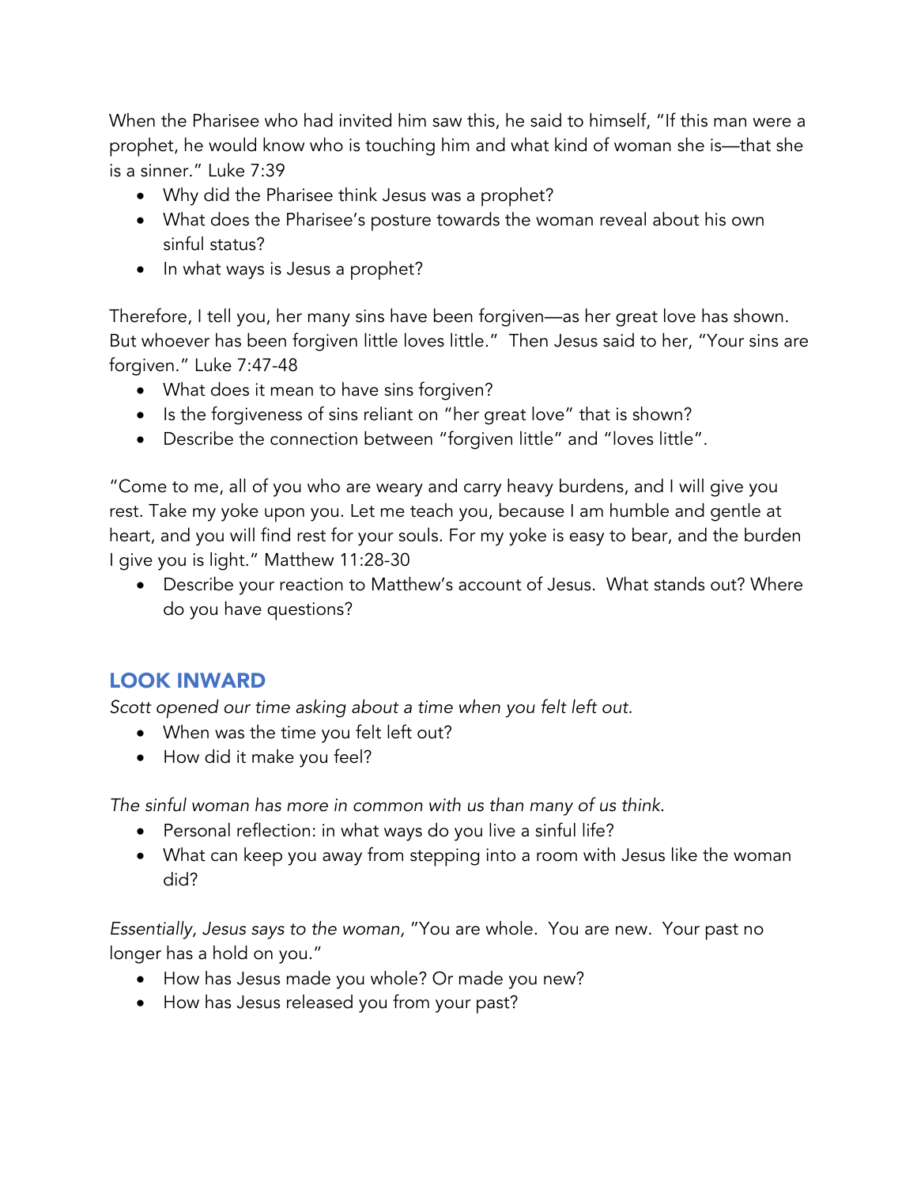When the Pharisee who had invited him saw this, he said to himself, "If this man were a prophet, he would know who is touching him and what kind of woman she is—that she is a sinner." Luke 7:39

- Why did the Pharisee think Jesus was a prophet?
- What does the Pharisee's posture towards the woman reveal about his own sinful status?
- In what ways is Jesus a prophet?

Therefore, I tell you, her many sins have been forgiven—as her great love has shown. But whoever has been forgiven little loves little." Then Jesus said to her, "Your sins are forgiven." Luke 7:47-48

- What does it mean to have sins forgiven?
- Is the forgiveness of sins reliant on "her great love" that is shown?
- Describe the connection between "forgiven little" and "loves little".

"Come to me, all of you who are weary and carry heavy burdens, and I will give you rest. Take my yoke upon you. Let me teach you, because I am humble and gentle at heart, and you will find rest for your souls. For my yoke is easy to bear, and the burden I give you is light." Matthew 11:28-30

- Describe your reaction to Matthew's account of Jesus. What stands out? Where do you have questions?

## LOOK INWARD

*Scott opened our time asking about a time when you felt left out.*

- When was the time you felt left out?
- How did it make you feel?

*The sinful woman has more in common with us than many of us think.*

- Personal reflection: in what ways do you live a sinful life?
- What can keep you away from stepping into a room with Jesus like the woman did?

*Essentially, Jesus says to the woman,* "You are whole. You are new. Your past no longer has a hold on you."

- How has Jesus made you whole? Or made you new?
- How has Jesus released you from your past?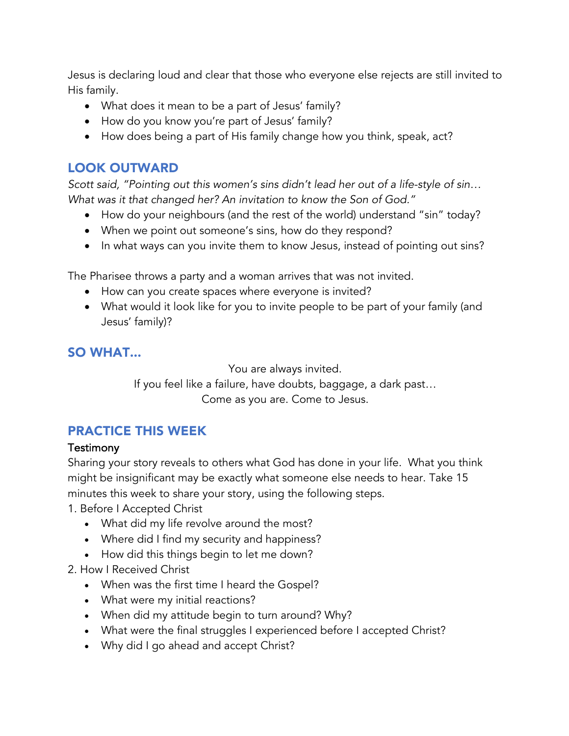Jesus is declaring loud and clear that those who everyone else rejects are still invited to His family.

- What does it mean to be a part of Jesus' family?
- How do you know you're part of Jesus' family?
- How does being a part of His family change how you think, speak, act?

## LOOK OUTWARD

*Scott said, "Pointing out this women's sins didn't lead her out of a life-style of sin… What was it that changed her? An invitation to know the Son of God."*

- How do your neighbours (and the rest of the world) understand "sin" today?
- When we point out someone's sins, how do they respond?
- In what ways can you invite them to know Jesus, instead of pointing out sins?

The Pharisee throws a party and a woman arrives that was not invited.

- How can you create spaces where everyone is invited?
- What would it look like for you to invite people to be part of your family (and Jesus' family)?

## SO WHAT…

You are always invited.
If you feel like a failure, have doubts, baggage, a dark past…
Come as you are. Come to Jesus.

## PRACTICE THIS WEEK

Testimony

Sharing your story reveals to others what God has done in your life. What you think might be insignificant may be exactly what someone else needs to hear. Take 15 minutes this week to share your story, using the following steps.

1. Before I Accepted Christ
   - What did my life revolve around the most?
   - Where did I find my security and happiness?
   - How did this things begin to let me down?
2. How I Received Christ
   - When was the first time I heard the Gospel?
   - What were my initial reactions?
   - When did my attitude begin to turn around? Why?
   - What were the final struggles I experienced before I accepted Christ?
   - Why did I go ahead and accept Christ?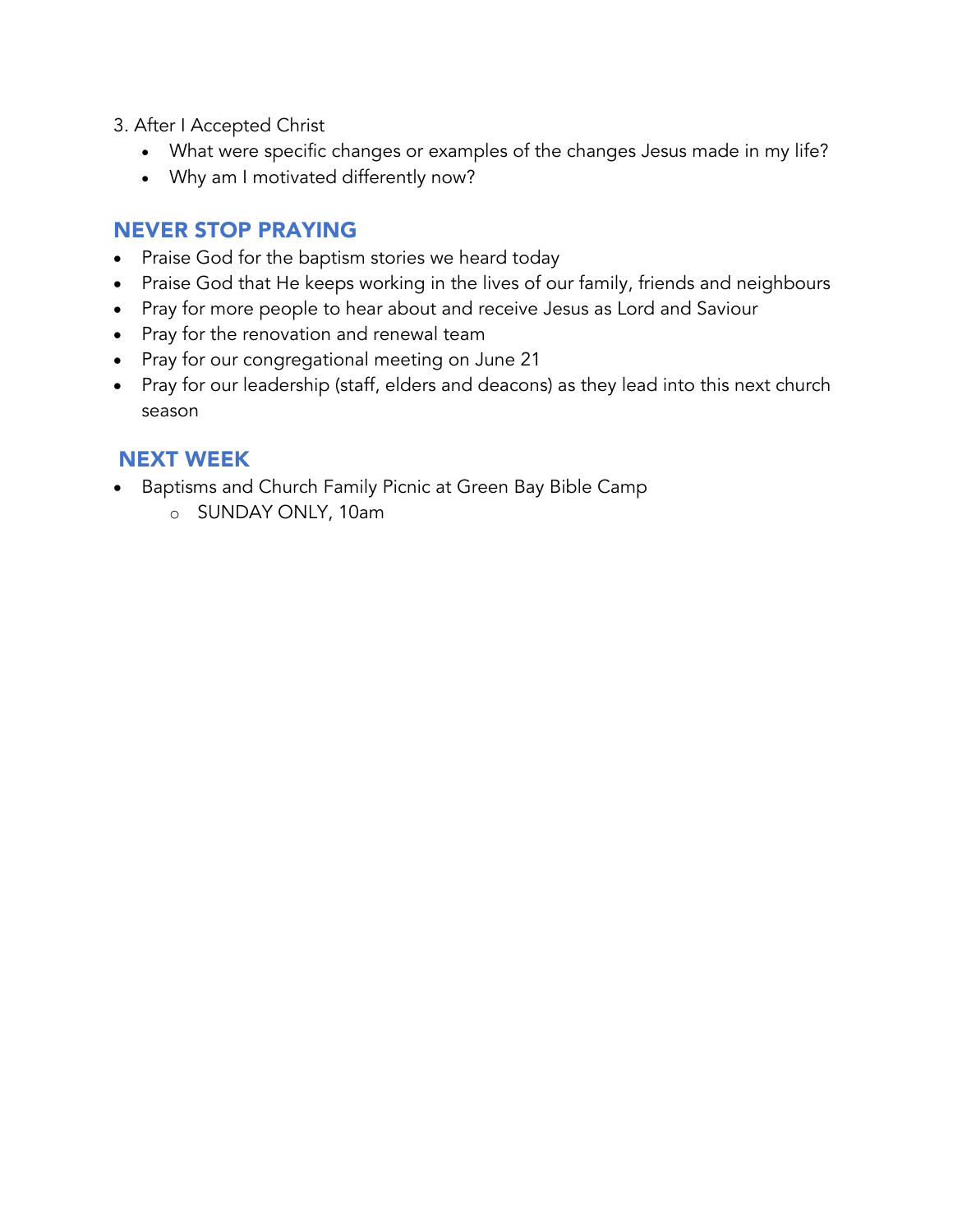3. After I Accepted Christ
    - What were specific changes or examples of the changes Jesus made in my life?
    - Why am I motivated differently now?

## NEVER STOP PRAYING

- Praise God for the baptism stories we heard today
- Praise God that He keeps working in the lives of our family, friends and neighbours
- Pray for more people to hear about and receive Jesus as Lord and Saviour
- Pray for the renovation and renewal team
- Pray for our congregational meeting on June 21
- Pray for our leadership (staff, elders and deacons) as they lead into this next church season

## NEXT WEEK

- Baptisms and Church Family Picnic at Green Bay Bible Camp
    - SUNDAY ONLY, 10am